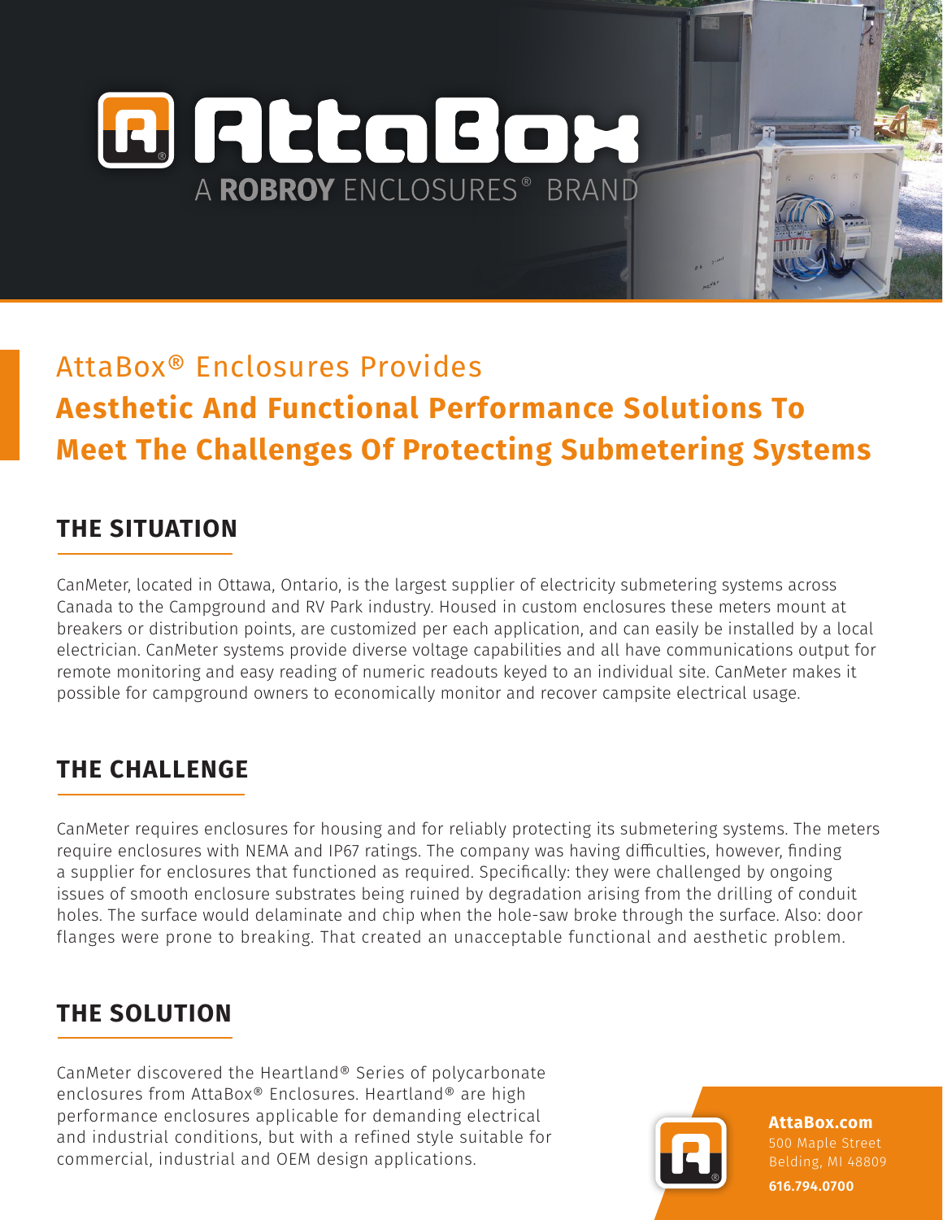# AttaBox

A **ROBROY** ENCLOSURES® BRAND

## AttaBox® Enclosures Provides **Aesthetic And Functional Performance Solutions To Meet The Challenges Of Protecting Submetering Systems**

## THE SITUATION

CanMeter, located in Ottawa, Ontario, is the largest supplier of electricity submetering systems across Canada to the Campground and RV Park industry. Housed in custom enclosures these meters mount at breakers or distribution points, are customized per each application, and can easily be installed by a local electrician. CanMeter systems provide diverse voltage capabilities and all have communications output for remote monitoring and easy reading of numeric readouts keyed to an individual site. CanMeter makes it possible for campground owners to economically monitor and recover campsite electrical usage.

## THE CHALLENGE

CanMeter requires enclosures for housing and for reliably protecting its submetering systems. The meters require enclosures with NEMA and IP67 ratings. The company was having difficulties, however, finding a supplier for enclosures that functioned as required. Specifically: they were challenged by ongoing issues of smooth enclosure substrates being ruined by degradation arising from the drilling of conduit holes. The surface would delaminate and chip when the hole-saw broke through the surface. Also: door flanges were prone to breaking. That created an unacceptable functional and aesthetic problem.

## THE SOLUTION

CanMeter discovered the Heartland® Series of polycarbonate enclosures from AttaBox® Enclosures. Heartland® are high performance enclosures applicable for demanding electrical and industrial conditions, but with a refined style suitable for commercial, industrial and OEM design applications.

**AttaBox.com**
500 Maple Street
Belding, MI 48809
**616.794.0700**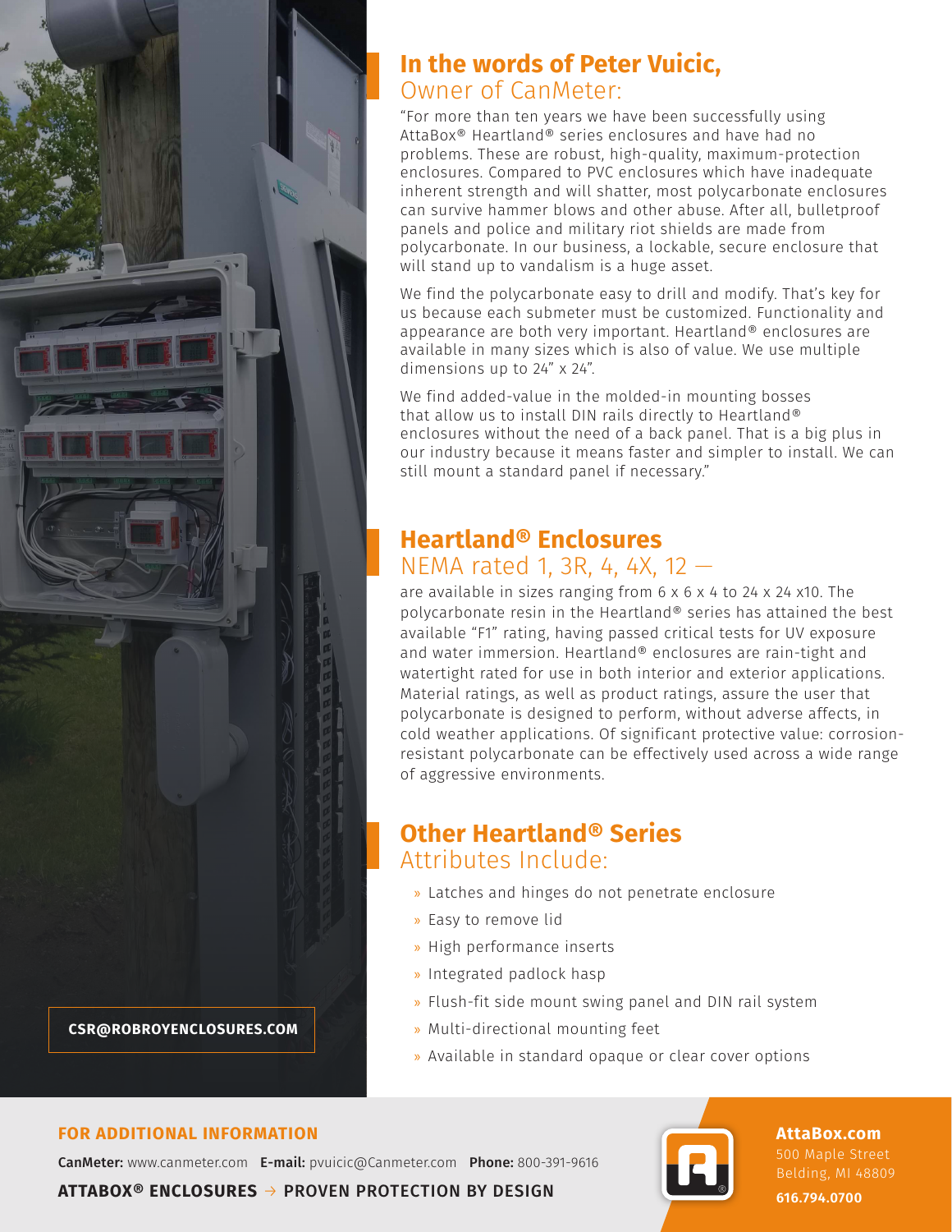## In the words of Peter Vuicic, Owner of CanMeter:

"For more than ten years we have been successfully using AttaBox® Heartland® series enclosures and have had no problems. These are robust, high-quality, maximum-protection enclosures. Compared to PVC enclosures which have inadequate inherent strength and will shatter, most polycarbonate enclosures can survive hammer blows and other abuse. After all, bulletproof panels and police and military riot shields are made from polycarbonate. In our business, a lockable, secure enclosure that will stand up to vandalism is a huge asset.

We find the polycarbonate easy to drill and modify. That's key for us because each submeter must be customized. Functionality and appearance are both very important. Heartland® enclosures are available in many sizes which is also of value. We use multiple dimensions up to 24" x 24".

We find added-value in the molded-in mounting bosses that allow us to install DIN rails directly to Heartland® enclosures without the need of a back panel. That is a big plus in our industry because it means faster and simpler to install. We can still mount a standard panel if necessary."

## Heartland® Enclosures NEMA rated 1, 3R, 4, 4X, 12 —

are available in sizes ranging from 6 x 6 x 4 to 24 x 24 x10. The polycarbonate resin in the Heartland® series has attained the best available "F1" rating, having passed critical tests for UV exposure and water immersion. Heartland® enclosures are rain-tight and watertight rated for use in both interior and exterior applications. Material ratings, as well as product ratings, assure the user that polycarbonate is designed to perform, without adverse affects, in cold weather applications. Of significant protective value: corrosion-resistant polycarbonate can be effectively used across a wide range of aggressive environments.

## Other Heartland® Series Attributes Include:

- Latches and hinges do not penetrate enclosure
- Easy to remove lid
- High performance inserts
- Integrated padlock hasp
- Flush-fit side mount swing panel and DIN rail system
- Multi-directional mounting feet
- Available in standard opaque or clear cover options

CSR@ROBROYENCLOSURES.COM

**FOR ADDITIONAL INFORMATION**

**CanMeter:** www.canmeter.com **E-mail:** pvuicic@Canmeter.com **Phone:** 800-391-9616

**ATTABOX® ENCLOSURES → PROVEN PROTECTION BY DESIGN**

**AttaBox.com**
500 Maple Street
Belding, MI 48809
**616.794.0700**